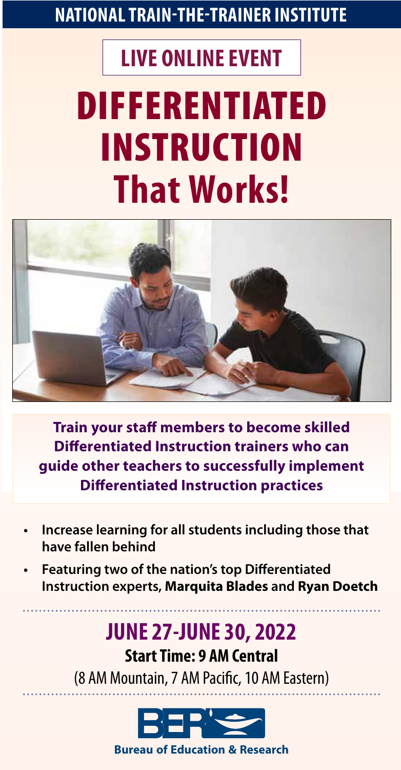**NATIONAL TRAIN-THE-TRAINER INSTITUTE**

**LIVE ONLINE EVENT**

# DIFFERENTIATED INSTRUCTION That Works!

**Train your staff members to become skilled Differentiated Instruction trainers who can guide other teachers to successfully implement Differentiated Instruction practices**

- **Increase learning for all students including those that have fallen behind**
- **Featuring two of the nation's top Differentiated Instruction experts, Marquita Blades and Ryan Doetch**

## JUNE 27-JUNE 30, 2022

**Start Time: 9 AM Central**

(8 AM Mountain, 7 AM Pacific, 10 AM Eastern)

**Bureau of Education & Research**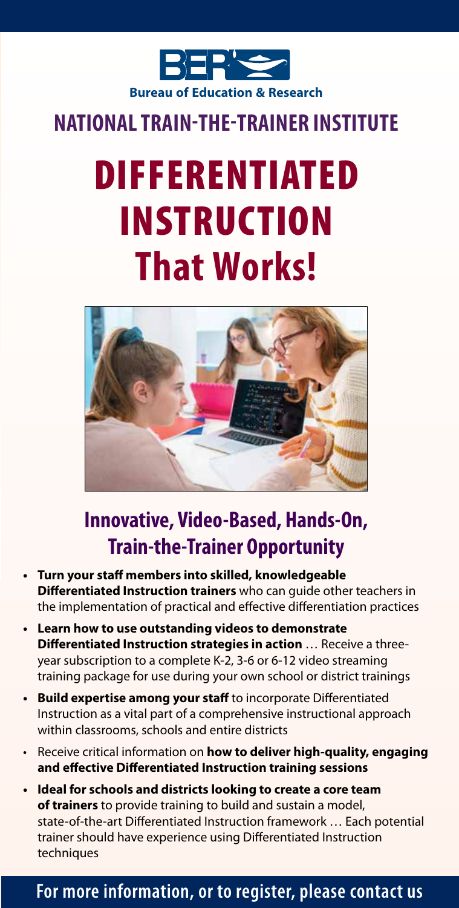**Bureau of Education & Research**

## NATIONAL TRAIN-THE-TRAINER INSTITUTE

# DIFFERENTIATED INSTRUCTION That Works!

## Innovative, Video-Based, Hands-On, Train-the-Trainer Opportunity

- **Turn your staff members into skilled, knowledgeable Differentiated Instruction trainers** who can guide other teachers in the implementation of practical and effective differentiation practices
- **Learn how to use outstanding videos to demonstrate Differentiated Instruction strategies in action** … Receive a three-year subscription to a complete K-2, 3-6 or 6-12 video streaming training package for use during your own school or district trainings
- **Build expertise among your staff** to incorporate Differentiated Instruction as a vital part of a comprehensive instructional approach within classrooms, schools and entire districts
- Receive critical information on **how to deliver high-quality, engaging and effective Differentiated Instruction training sessions**
- **Ideal for schools and districts looking to create a core team of trainers** to provide training to build and sustain a model, state-of-the-art Differentiated Instruction framework … Each potential trainer should have experience using Differentiated Instruction techniques

**For more information, or to register, please contact us**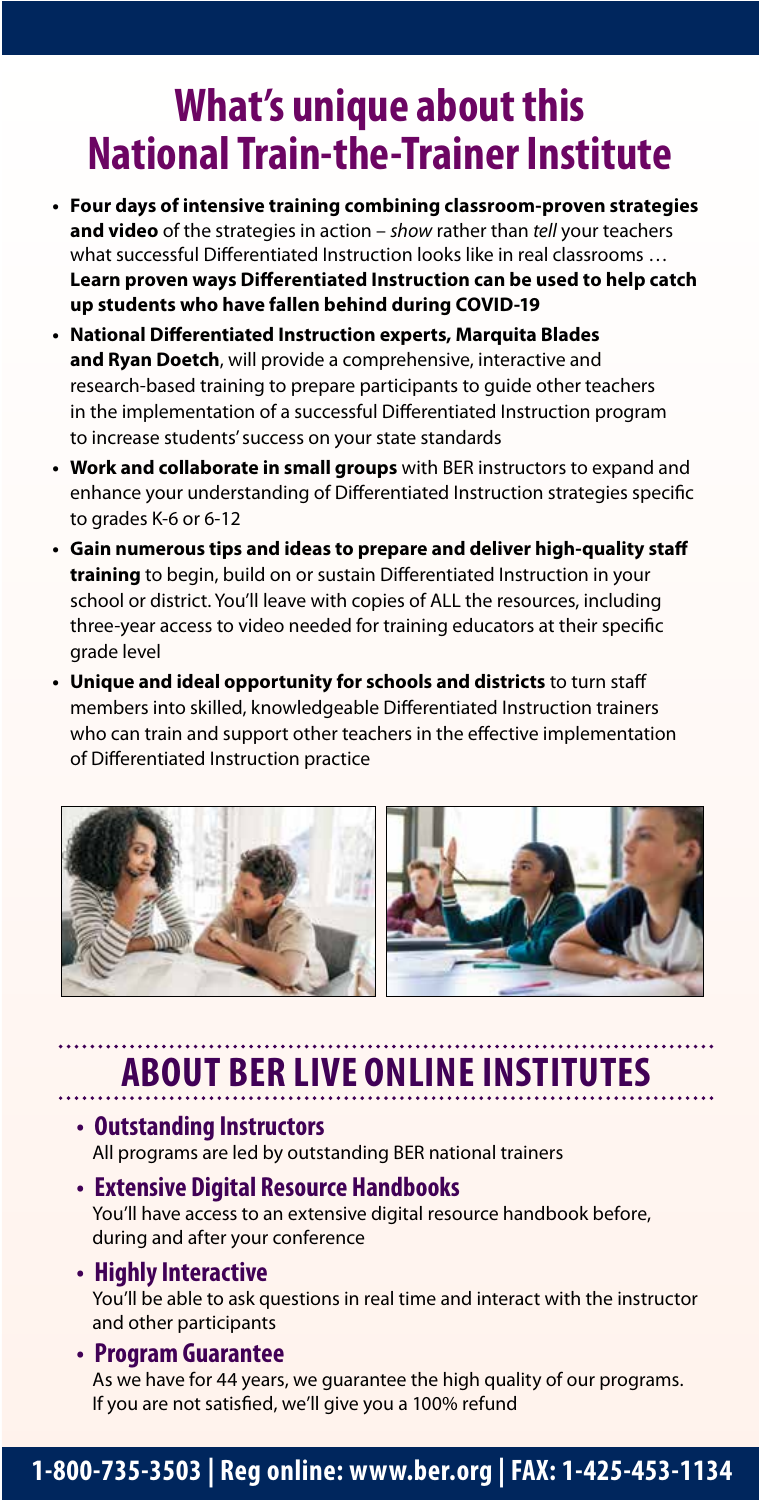# What's unique about this National Train-the-Trainer Institute

- **Four days of intensive training combining classroom-proven strategies and video** of the strategies in action – *show* rather than *tell* your teachers what successful Differentiated Instruction looks like in real classrooms … **Learn proven ways Differentiated Instruction can be used to help catch up students who have fallen behind during COVID-19**
- **National Differentiated Instruction experts, Marquita Blades and Ryan Doetch**, will provide a comprehensive, interactive and research-based training to prepare participants to guide other teachers in the implementation of a successful Differentiated Instruction program to increase students' success on your state standards
- **Work and collaborate in small groups** with BER instructors to expand and enhance your understanding of Differentiated Instruction strategies specific to grades K-6 or 6-12
- **Gain numerous tips and ideas to prepare and deliver high-quality staff training** to begin, build on or sustain Differentiated Instruction in your school or district. You'll leave with copies of ALL the resources, including three-year access to video needed for training educators at their specific grade level
- **Unique and ideal opportunity for schools and districts** to turn staff members into skilled, knowledgeable Differentiated Instruction trainers who can train and support other teachers in the effective implementation of Differentiated Instruction practice

## ABOUT BER LIVE ONLINE INSTITUTES

- **Outstanding Instructors**
  All programs are led by outstanding BER national trainers
- **Extensive Digital Resource Handbooks**
  You'll have access to an extensive digital resource handbook before, during and after your conference
- **Highly Interactive**
  You'll be able to ask questions in real time and interact with the instructor and other participants
- **Program Guarantee**
  As we have for 44 years, we guarantee the high quality of our programs. If you are not satisfied, we'll give you a 100% refund

**1-800-735-3503 | Reg online: www.ber.org | FAX: 1-425-453-1134**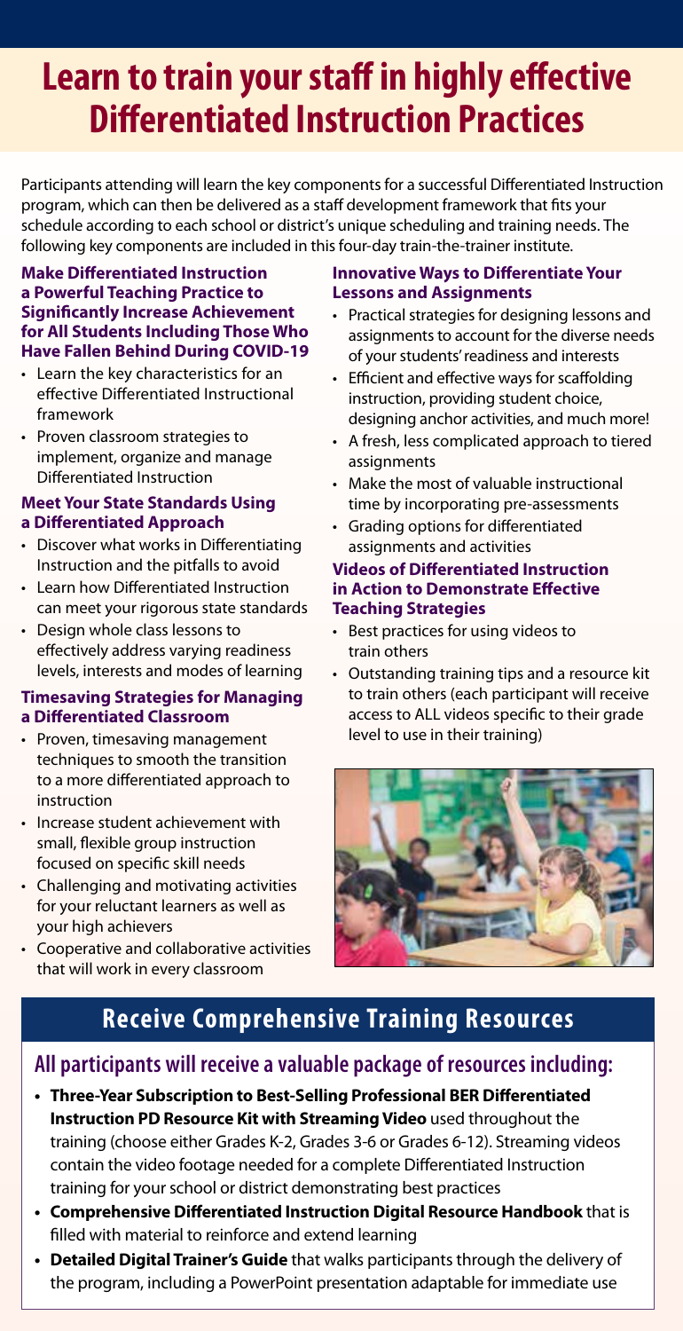# Learn to train your staff in highly effective Differentiated Instruction Practices

Participants attending will learn the key components for a successful Differentiated Instruction program, which can then be delivered as a staff development framework that fits your schedule according to each school or district's unique scheduling and training needs. The following key components are included in this four-day train-the-trainer institute.

### Make Differentiated Instruction a Powerful Teaching Practice to Significantly Increase Achievement for All Students Including Those Who Have Fallen Behind During COVID-19

- Learn the key characteristics for an effective Differentiated Instructional framework
- Proven classroom strategies to implement, organize and manage Differentiated Instruction

### Meet Your State Standards Using a Differentiated Approach

- Discover what works in Differentiating Instruction and the pitfalls to avoid
- Learn how Differentiated Instruction can meet your rigorous state standards
- Design whole class lessons to effectively address varying readiness levels, interests and modes of learning

### Timesaving Strategies for Managing a Differentiated Classroom

- Proven, timesaving management techniques to smooth the transition to a more differentiated approach to instruction
- Increase student achievement with small, flexible group instruction focused on specific skill needs
- Challenging and motivating activities for your reluctant learners as well as your high achievers
- Cooperative and collaborative activities that will work in every classroom

### Innovative Ways to Differentiate Your Lessons and Assignments

- Practical strategies for designing lessons and assignments to account for the diverse needs of your students' readiness and interests
- Efficient and effective ways for scaffolding instruction, providing student choice, designing anchor activities, and much more!
- A fresh, less complicated approach to tiered assignments
- Make the most of valuable instructional time by incorporating pre-assessments
- Grading options for differentiated assignments and activities

### Videos of Differentiated Instruction in Action to Demonstrate Effective Teaching Strategies

- Best practices for using videos to train others
- Outstanding training tips and a resource kit to train others (each participant will receive access to ALL videos specific to their grade level to use in their training)

## Receive Comprehensive Training Resources

### All participants will receive a valuable package of resources including:

- **Three-Year Subscription to Best-Selling Professional BER Differentiated Instruction PD Resource Kit with Streaming Video** used throughout the training (choose either Grades K-2, Grades 3-6 or Grades 6-12). Streaming videos contain the video footage needed for a complete Differentiated Instruction training for your school or district demonstrating best practices
- **Comprehensive Differentiated Instruction Digital Resource Handbook** that is filled with material to reinforce and extend learning
- **Detailed Digital Trainer's Guide** that walks participants through the delivery of the program, including a PowerPoint presentation adaptable for immediate use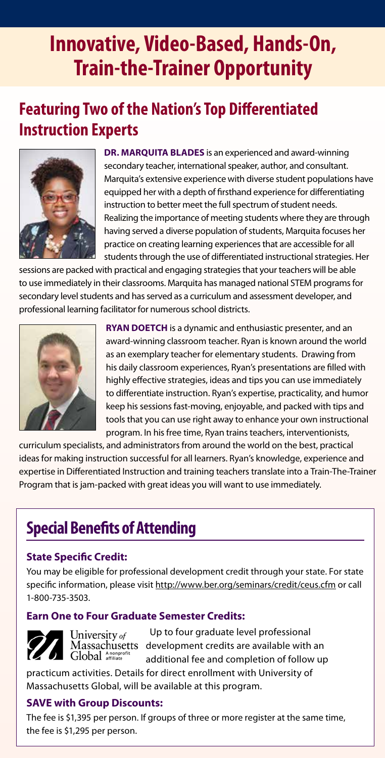# Innovative, Video-Based, Hands-On, Train-the-Trainer Opportunity

## Featuring Two of the Nation's Top Differentiated Instruction Experts

**DR. MARQUITA BLADES** is an experienced and award-winning secondary teacher, international speaker, author, and consultant. Marquita's extensive experience with diverse student populations have equipped her with a depth of firsthand experience for differentiating instruction to better meet the full spectrum of student needs. Realizing the importance of meeting students where they are through having served a diverse population of students, Marquita focuses her practice on creating learning experiences that are accessible for all students through the use of differentiated instructional strategies. Her sessions are packed with practical and engaging strategies that your teachers will be able to use immediately in their classrooms. Marquita has managed national STEM programs for secondary level students and has served as a curriculum and assessment developer, and professional learning facilitator for numerous school districts.

**RYAN DOETCH** is a dynamic and enthusiastic presenter, and an award-winning classroom teacher. Ryan is known around the world as an exemplary teacher for elementary students. Drawing from his daily classroom experiences, Ryan's presentations are filled with highly effective strategies, ideas and tips you can use immediately to differentiate instruction. Ryan's expertise, practicality, and humor keep his sessions fast-moving, enjoyable, and packed with tips and tools that you can use right away to enhance your own instructional program. In his free time, Ryan trains teachers, interventionists, curriculum specialists, and administrators from around the world on the best, practical ideas for making instruction successful for all learners. Ryan's knowledge, experience and expertise in Differentiated Instruction and training teachers translate into a Train-The-Trainer Program that is jam-packed with great ideas you will want to use immediately.

## Special Benefits of Attending

### State Specific Credit:

You may be eligible for professional development credit through your state. For state specific information, please visit http://www.ber.org/seminars/credit/ceus.cfm or call 1-800-735-3503.

### Earn One to Four Graduate Semester Credits:

University of Massachusetts Global A nonprofit affiliate

Up to four graduate level professional development credits are available with an additional fee and completion of follow up practicum activities. Details for direct enrollment with University of Massachusetts Global, will be available at this program.

### SAVE with Group Discounts:

The fee is $1,395 per person. If groups of three or more register at the same time, the fee is $1,295 per person.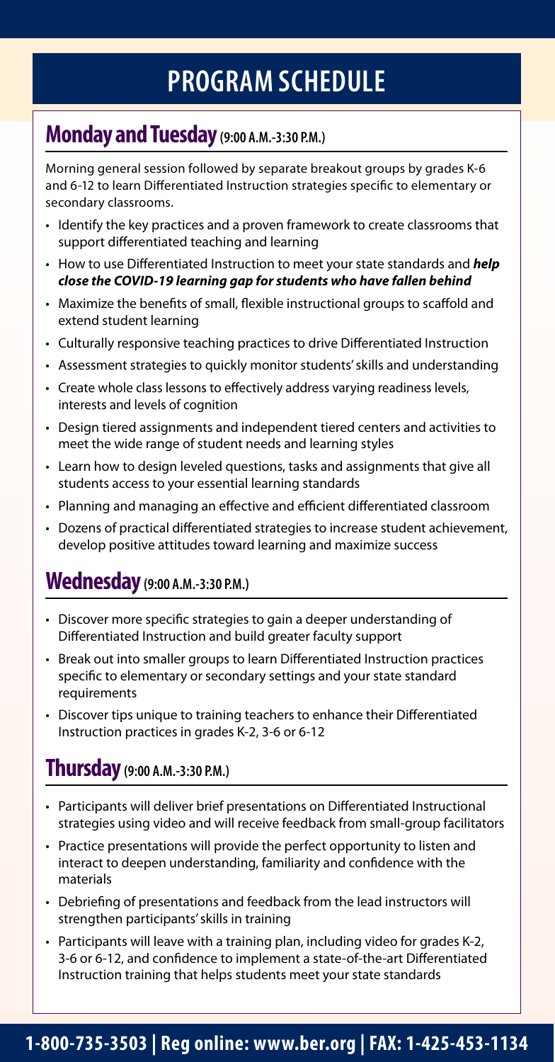# PROGRAM SCHEDULE

## Monday and Tuesday (9:00 A.M.-3:30 P.M.)

Morning general session followed by separate breakout groups by grades K-6 and 6-12 to learn Differentiated Instruction strategies specific to elementary or secondary classrooms.

- Identify the key practices and a proven framework to create classrooms that support differentiated teaching and learning
- How to use Differentiated Instruction to meet your state standards and ***help close the COVID-19 learning gap for students who have fallen behind***
- Maximize the benefits of small, flexible instructional groups to scaffold and extend student learning
- Culturally responsive teaching practices to drive Differentiated Instruction
- Assessment strategies to quickly monitor students' skills and understanding
- Create whole class lessons to effectively address varying readiness levels, interests and levels of cognition
- Design tiered assignments and independent tiered centers and activities to meet the wide range of student needs and learning styles
- Learn how to design leveled questions, tasks and assignments that give all students access to your essential learning standards
- Planning and managing an effective and efficient differentiated classroom
- Dozens of practical differentiated strategies to increase student achievement, develop positive attitudes toward learning and maximize success

## Wednesday (9:00 A.M.-3:30 P.M.)

- Discover more specific strategies to gain a deeper understanding of Differentiated Instruction and build greater faculty support
- Break out into smaller groups to learn Differentiated Instruction practices specific to elementary or secondary settings and your state standard requirements
- Discover tips unique to training teachers to enhance their Differentiated Instruction practices in grades K-2, 3-6 or 6-12

## Thursday (9:00 A.M.-3:30 P.M.)

- Participants will deliver brief presentations on Differentiated Instructional strategies using video and will receive feedback from small-group facilitators
- Practice presentations will provide the perfect opportunity to listen and interact to deepen understanding, familiarity and confidence with the materials
- Debriefing of presentations and feedback from the lead instructors will strengthen participants' skills in training
- Participants will leave with a training plan, including video for grades K-2, 3-6 or 6-12, and confidence to implement a state-of-the-art Differentiated Instruction training that helps students meet your state standards

**1-800-735-3503 | Reg online: www.ber.org | FAX: 1-425-453-1134**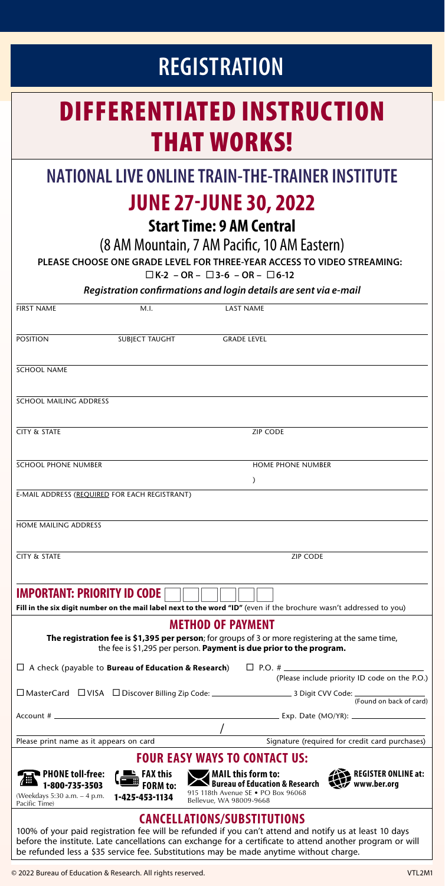# REGISTRATION

# DIFFERENTIATED INSTRUCTION THAT WORKS!

## NATIONAL LIVE ONLINE TRAIN-THE-TRAINER INSTITUTE

## JUNE 27-JUNE 30, 2022

### Start Time: 9 AM Central

(8 AM Mountain, 7 AM Pacific, 10 AM Eastern)

**PLEASE CHOOSE ONE GRADE LEVEL FOR THREE-YEAR ACCESS TO VIDEO STREAMING:**

☐ **K-2 – OR –** ☐ **3-6 – OR –** ☐ **6-12**

***Registration confirmations and login details are sent via e-mail***

FIRST NAME M.I. LAST NAME

POSITION SUBJECT TAUGHT GRADE LEVEL

SCHOOL NAME

SCHOOL MAILING ADDRESS

CITY & STATE ZIP CODE

SCHOOL PHONE NUMBER HOME PHONE NUMBER

)

E-MAIL ADDRESS (REQUIRED FOR EACH REGISTRANT)

HOME MAILING ADDRESS

CITY & STATE ZIP CODE

**IMPORTANT: PRIORITY ID CODE** ☐☐☐☐☐☐

**Fill in the six digit number on the mail label next to the word "ID"** (even if the brochure wasn't addressed to you)

## METHOD OF PAYMENT

**The registration fee is $1,395 per person**; for groups of 3 or more registering at the same time, the fee is $1,295 per person. **Payment is due prior to the program.**

☐ A check (payable to **Bureau of Education & Research**) ☐ P.O. # ______ (Please include priority ID code on the P.O.)

☐ MasterCard ☐ VISA ☐ Discover Billing Zip Code: ______ 3 Digit CVV Code: ______ (Found on back of card)

Account # ______ Exp. Date (MO/YR): ______

/

Please print name as it appears on card Signature (required for credit card purchases)

## FOUR EASY WAYS TO CONTACT US:

**PHONE toll-free: 1-800-735-3503** (Weekdays 5:30 a.m. – 4 p.m. Pacific Time)

**FAX this FORM to: 1-425-453-1134**

**MAIL this form to: Bureau of Education & Research** 915 118th Avenue SE • PO Box 96068 Bellevue, WA 98009-9668

**REGISTER ONLINE at: www.ber.org**

## CANCELLATIONS/SUBSTITUTIONS

100% of your paid registration fee will be refunded if you can't attend and notify us at least 10 days before the institute. Late cancellations can exchange for a certificate to attend another program or will be refunded less a $35 service fee. Substitutions may be made anytime without charge.

© 2022 Bureau of Education & Research. All rights reserved. VTL2M1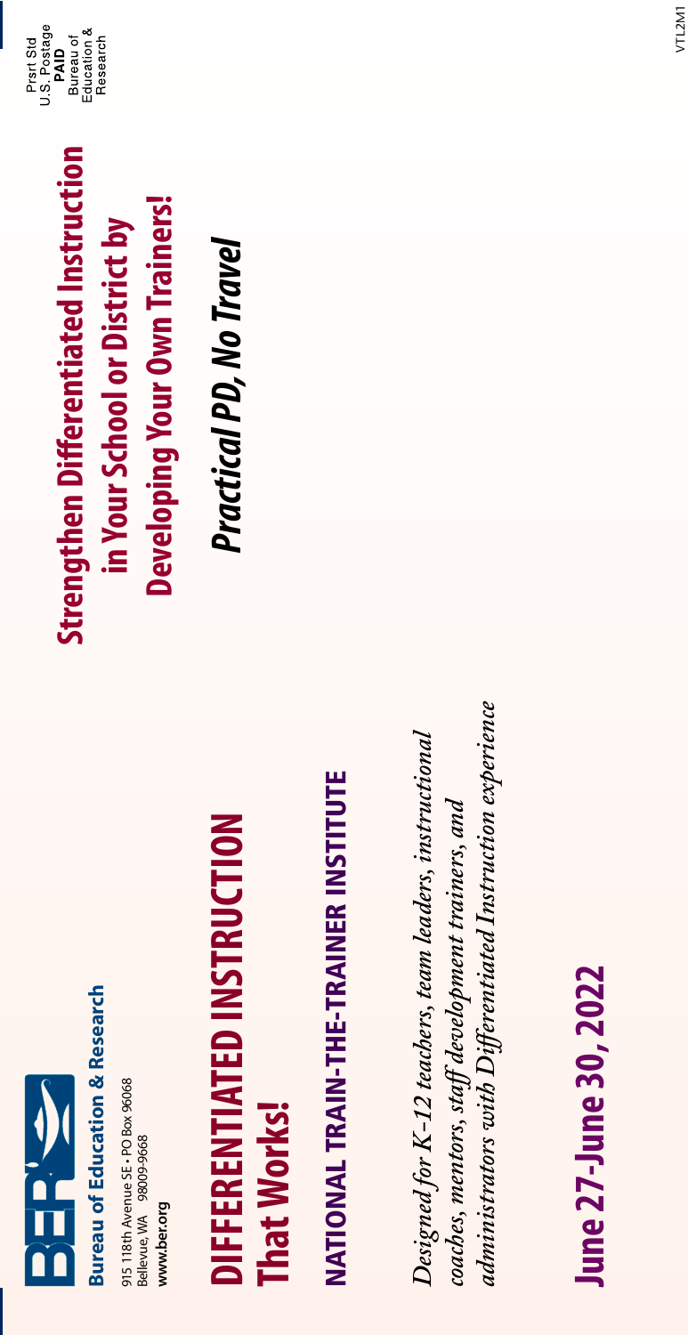**Bureau of Education & Research**

915 118th Avenue SE • PO Box 96068
Bellevue, WA 98009-9668
**www.ber.org**

Prsrt Std
U.S. Postage
**PAID**
Bureau of
Education &
Research

# DIFFERENTIATED INSTRUCTION That Works!

## NATIONAL TRAIN-THE-TRAINER INSTITUTE

*Designed for K-12 teachers, team leaders, instructional coaches, mentors, staff development trainers, and administrators with Differentiated Instruction experience*

## June 27-June 30, 2022

## Strengthen Differentiated Instruction in Your School or District by Developing Your Own Trainers!

### *Practical PD, No Travel*

VTL2M1